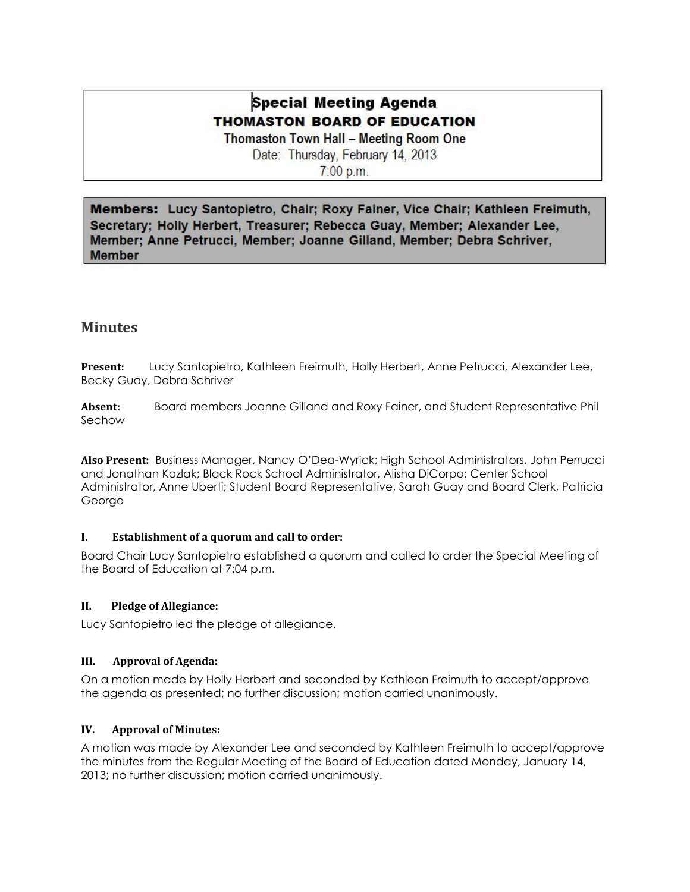# Special Meeting Agenda

## THOMASTON BOARD OF EDUCATION

Thomaston Town Hall – Meeting Room One

Date: Thursday, February 14, 2013

7:00 p.m.

**Members: Lucy Santopietro, Chair; Roxy Fainer, Vice Chair; Kathleen Freimuth, Secretary; Holly Herbert, Treasurer; Rebecca Guay, Member; Alexander Lee, Member; Anne Petrucci, Member; Joanne Gilland, Member; Debra Schriver, Member**

## Minutes

**Present:** Lucy Santopietro, Kathleen Freimuth, Holly Herbert, Anne Petrucci, Alexander Lee, Becky Guay, Debra Schriver

**Absent:** Board members Joanne Gilland and Roxy Fainer, and Student Representative Phil Sechow

**Also Present:** Business Manager, Nancy O'Dea-Wyrick; High School Administrators, John Perrucci and Jonathan Kozlak; Black Rock School Administrator, Alisha DiCorpo; Center School Administrator, Anne Uberti; Student Board Representative, Sarah Guay and Board Clerk, Patricia George

### I. Establishment of a quorum and call to order:

Board Chair Lucy Santopietro established a quorum and called to order the Special Meeting of the Board of Education at 7:04 p.m.

### II. Pledge of Allegiance:

Lucy Santopietro led the pledge of allegiance.

### III. Approval of Agenda:

On a motion made by Holly Herbert and seconded by Kathleen Freimuth to accept/approve the agenda as presented; no further discussion; motion carried unanimously.

### IV. Approval of Minutes:

A motion was made by Alexander Lee and seconded by Kathleen Freimuth to accept/approve the minutes from the Regular Meeting of the Board of Education dated Monday, January 14, 2013; no further discussion; motion carried unanimously.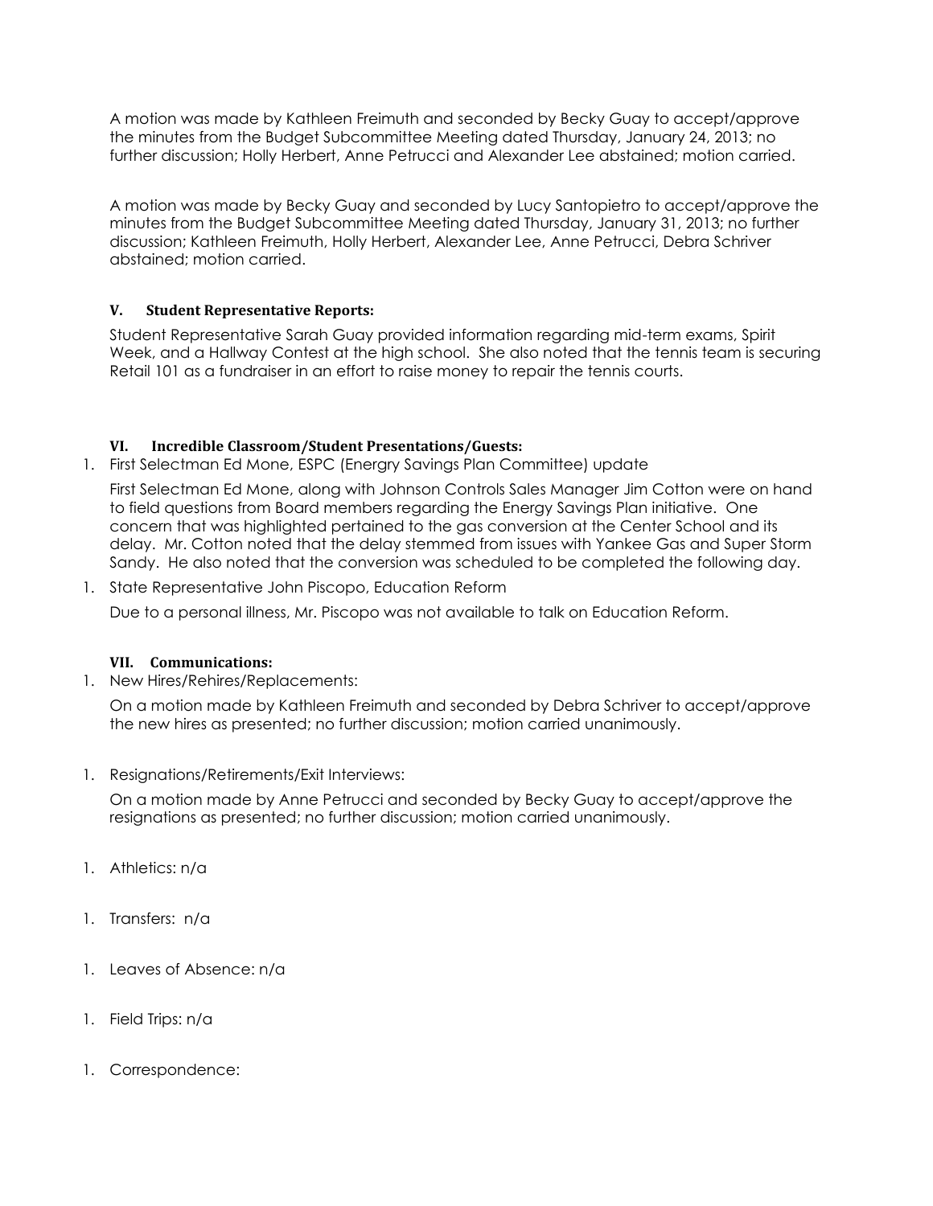A motion was made by Kathleen Freimuth and seconded by Becky Guay to accept/approve the minutes from the Budget Subcommittee Meeting dated Thursday, January 24, 2013; no further discussion; Holly Herbert, Anne Petrucci and Alexander Lee abstained; motion carried.

A motion was made by Becky Guay and seconded by Lucy Santopietro to accept/approve the minutes from the Budget Subcommittee Meeting dated Thursday, January 31, 2013; no further discussion; Kathleen Freimuth, Holly Herbert, Alexander Lee, Anne Petrucci, Debra Schriver abstained; motion carried.

### V. Student Representative Reports:

Student Representative Sarah Guay provided information regarding mid-term exams, Spirit Week, and a Hallway Contest at the high school. She also noted that the tennis team is securing Retail 101 as a fundraiser in an effort to raise money to repair the tennis courts.

### VI. Incredible Classroom/Student Presentations/Guests:

1. First Selectman Ed Mone, ESPC (Energy Savings Plan Committee) update

   First Selectman Ed Mone, along with Johnson Controls Sales Manager Jim Cotton were on hand to field questions from Board members regarding the Energy Savings Plan initiative. One concern that was highlighted pertained to the gas conversion at the Center School and its delay. Mr. Cotton noted that the delay stemmed from issues with Yankee Gas and Super Storm Sandy. He also noted that the conversion was scheduled to be completed the following day.

1. State Representative John Piscopo, Education Reform

   Due to a personal illness, Mr. Piscopo was not available to talk on Education Reform.

### VII. Communications:

1. New Hires/Rehires/Replacements:

   On a motion made by Kathleen Freimuth and seconded by Debra Schriver to accept/approve the new hires as presented; no further discussion; motion carried unanimously.

1. Resignations/Retirements/Exit Interviews:

   On a motion made by Anne Petrucci and seconded by Becky Guay to accept/approve the resignations as presented; no further discussion; motion carried unanimously.

1. Athletics: n/a

1. Transfers: n/a

1. Leaves of Absence: n/a

1. Field Trips: n/a

1. Correspondence: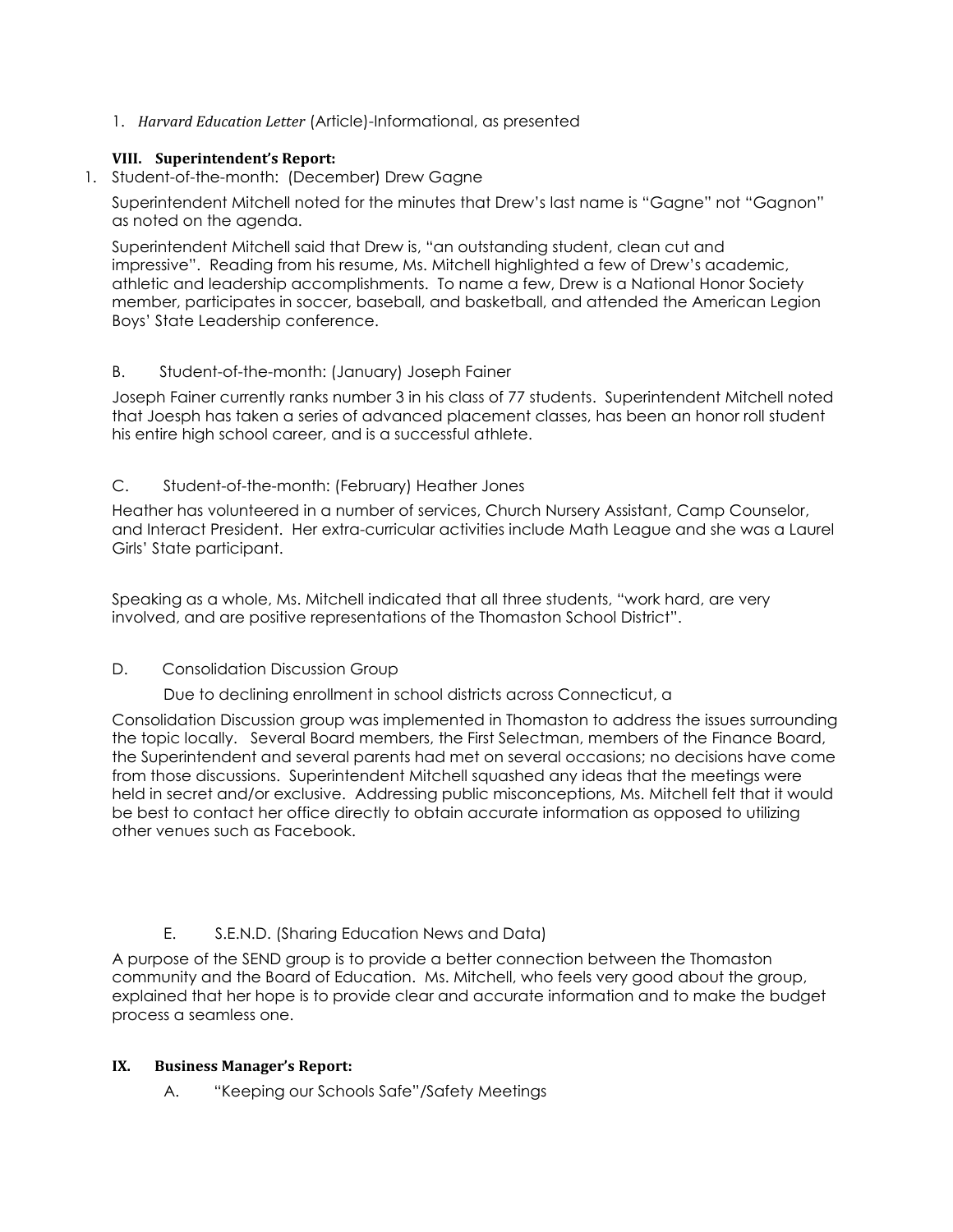1. *Harvard Education Letter* (Article)-Informational, as presented

**VIII. Superintendent's Report:**

1. Student-of-the-month: (December) Drew Gagne

Superintendent Mitchell noted for the minutes that Drew's last name is "Gagne" not "Gagnon" as noted on the agenda.

Superintendent Mitchell said that Drew is, "an outstanding student, clean cut and impressive". Reading from his resume, Ms. Mitchell highlighted a few of Drew's academic, athletic and leadership accomplishments. To name a few, Drew is a National Honor Society member, participates in soccer, baseball, and basketball, and attended the American Legion Boys' State Leadership conference.

B. Student-of-the-month: (January) Joseph Fainer

Joseph Fainer currently ranks number 3 in his class of 77 students. Superintendent Mitchell noted that Joesph has taken a series of advanced placement classes, has been an honor roll student his entire high school career, and is a successful athlete.

C. Student-of-the-month: (February) Heather Jones

Heather has volunteered in a number of services, Church Nursery Assistant, Camp Counselor, and Interact President. Her extra-curricular activities include Math League and she was a Laurel Girls' State participant.

Speaking as a whole, Ms. Mitchell indicated that all three students, "work hard, are very involved, and are positive representations of the Thomaston School District".

D. Consolidation Discussion Group

Due to declining enrollment in school districts across Connecticut, a Consolidation Discussion group was implemented in Thomaston to address the issues surrounding the topic locally. Several Board members, the First Selectman, members of the Finance Board, the Superintendent and several parents had met on several occasions; no decisions have come from those discussions. Superintendent Mitchell squashed any ideas that the meetings were held in secret and/or exclusive. Addressing public misconceptions, Ms. Mitchell felt that it would be best to contact her office directly to obtain accurate information as opposed to utilizing other venues such as Facebook.

E. S.E.N.D. (Sharing Education News and Data)

A purpose of the SEND group is to provide a better connection between the Thomaston community and the Board of Education. Ms. Mitchell, who feels very good about the group, explained that her hope is to provide clear and accurate information and to make the budget process a seamless one.

**IX. Business Manager's Report:**

A. "Keeping our Schools Safe"/Safety Meetings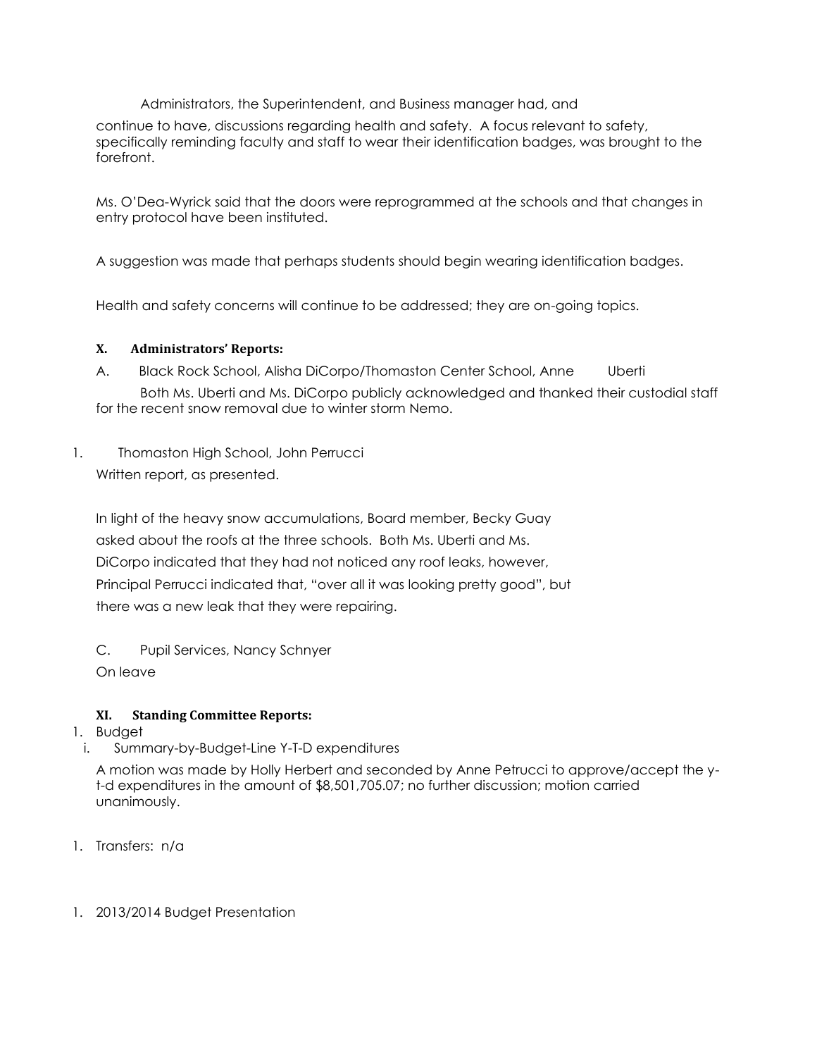Administrators, the Superintendent, and Business manager had, and continue to have, discussions regarding health and safety. A focus relevant to safety, specifically reminding faculty and staff to wear their identification badges, was brought to the forefront.

Ms. O'Dea-Wyrick said that the doors were reprogrammed at the schools and that changes in entry protocol have been instituted.

A suggestion was made that perhaps students should begin wearing identification badges.

Health and safety concerns will continue to be addressed; they are on-going topics.

**X. Administrators' Reports:**

A. Black Rock School, Alisha DiCorpo/Thomaston Center School, Anne Uberti

Both Ms. Uberti and Ms. DiCorpo publicly acknowledged and thanked their custodial staff for the recent snow removal due to winter storm Nemo.

1. Thomaston High School, John Perrucci

Written report, as presented.

In light of the heavy snow accumulations, Board member, Becky Guay asked about the roofs at the three schools. Both Ms. Uberti and Ms. DiCorpo indicated that they had not noticed any roof leaks, however, Principal Perrucci indicated that, "over all it was looking pretty good", but there was a new leak that they were repairing.

C. Pupil Services, Nancy Schnyer

On leave

**XI. Standing Committee Reports:**

1. Budget
   i. Summary-by-Budget-Line Y-T-D expenditures

   A motion was made by Holly Herbert and seconded by Anne Petrucci to approve/accept the y-t-d expenditures in the amount of $8,501,705.07; no further discussion; motion carried unanimously.

1. Transfers: n/a

1. 2013/2014 Budget Presentation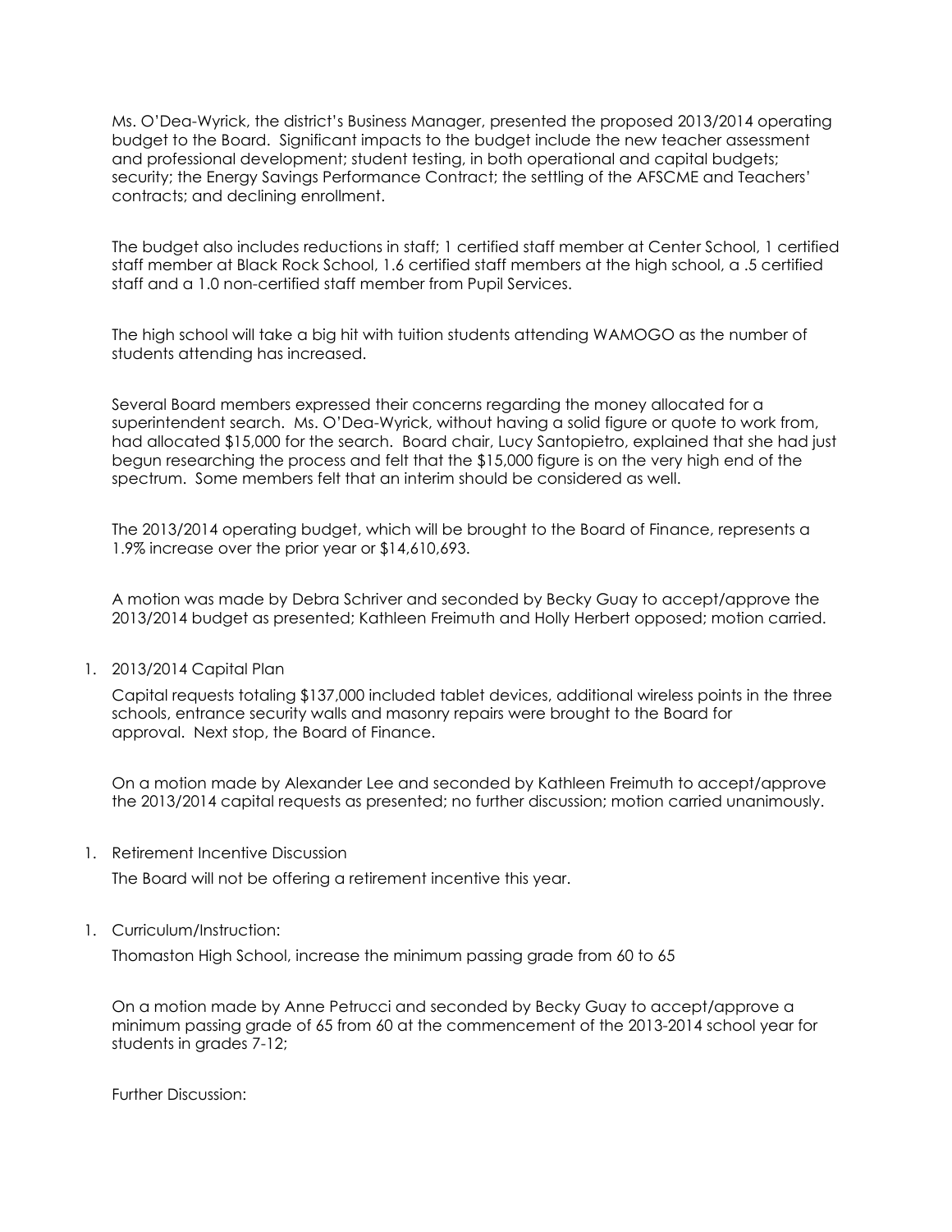Ms. O'Dea-Wyrick, the district's Business Manager, presented the proposed 2013/2014 operating budget to the Board. Significant impacts to the budget include the new teacher assessment and professional development; student testing, in both operational and capital budgets; security; the Energy Savings Performance Contract; the settling of the AFSCME and Teachers' contracts; and declining enrollment.

The budget also includes reductions in staff; 1 certified staff member at Center School, 1 certified staff member at Black Rock School, 1.6 certified staff members at the high school, a .5 certified staff and a 1.0 non-certified staff member from Pupil Services.

The high school will take a big hit with tuition students attending WAMOGO as the number of students attending has increased.

Several Board members expressed their concerns regarding the money allocated for a superintendent search. Ms. O'Dea-Wyrick, without having a solid figure or quote to work from, had allocated $15,000 for the search. Board chair, Lucy Santopietro, explained that she had just begun researching the process and felt that the $15,000 figure is on the very high end of the spectrum. Some members felt that an interim should be considered as well.

The 2013/2014 operating budget, which will be brought to the Board of Finance, represents a 1.9% increase over the prior year or $14,610,693.

A motion was made by Debra Schriver and seconded by Becky Guay to accept/approve the 2013/2014 budget as presented; Kathleen Freimuth and Holly Herbert opposed; motion carried.

1. 2013/2014 Capital Plan

   Capital requests totaling $137,000 included tablet devices, additional wireless points in the three schools, entrance security walls and masonry repairs were brought to the Board for approval. Next stop, the Board of Finance.

   On a motion made by Alexander Lee and seconded by Kathleen Freimuth to accept/approve the 2013/2014 capital requests as presented; no further discussion; motion carried unanimously.

1. Retirement Incentive Discussion

   The Board will not be offering a retirement incentive this year.

1. Curriculum/Instruction:

   Thomaston High School, increase the minimum passing grade from 60 to 65

   On a motion made by Anne Petrucci and seconded by Becky Guay to accept/approve a minimum passing grade of 65 from 60 at the commencement of the 2013-2014 school year for students in grades 7-12;

   Further Discussion: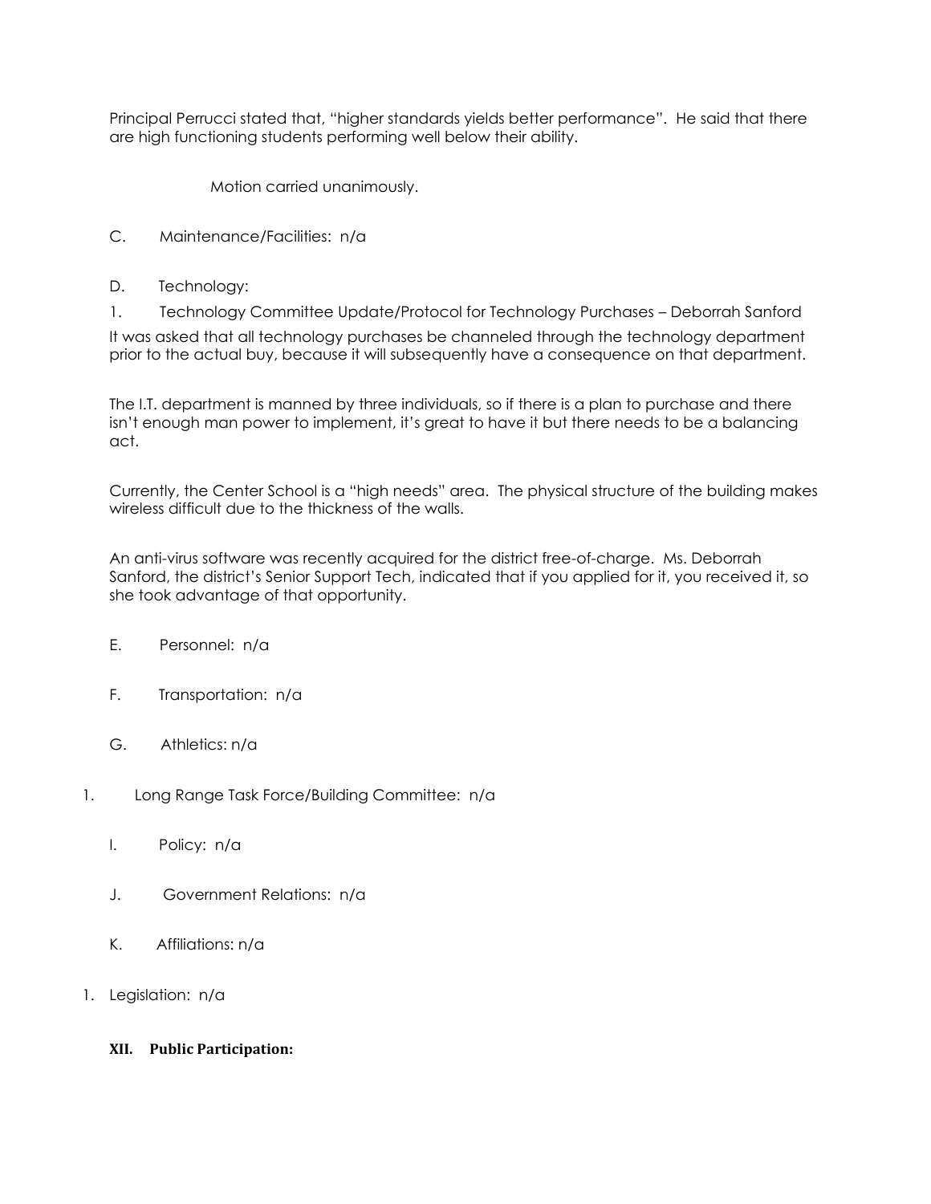Principal Perrucci stated that, "higher standards yields better performance". He said that there are high functioning students performing well below their ability.

Motion carried unanimously.

C. Maintenance/Facilities: n/a

D. Technology:

1. Technology Committee Update/Protocol for Technology Purchases – Deborrah Sanford

It was asked that all technology purchases be channeled through the technology department prior to the actual buy, because it will subsequently have a consequence on that department.

The I.T. department is manned by three individuals, so if there is a plan to purchase and there isn't enough man power to implement, it's great to have it but there needs to be a balancing act.

Currently, the Center School is a "high needs" area. The physical structure of the building makes wireless difficult due to the thickness of the walls.

An anti-virus software was recently acquired for the district free-of-charge. Ms. Deborrah Sanford, the district's Senior Support Tech, indicated that if you applied for it, you received it, so she took advantage of that opportunity.

E. Personnel: n/a

F. Transportation: n/a

G. Athletics: n/a

1. Long Range Task Force/Building Committee: n/a

I. Policy: n/a

J. Government Relations: n/a

K. Affiliations: n/a

1. Legislation: n/a

**XII. Public Participation:**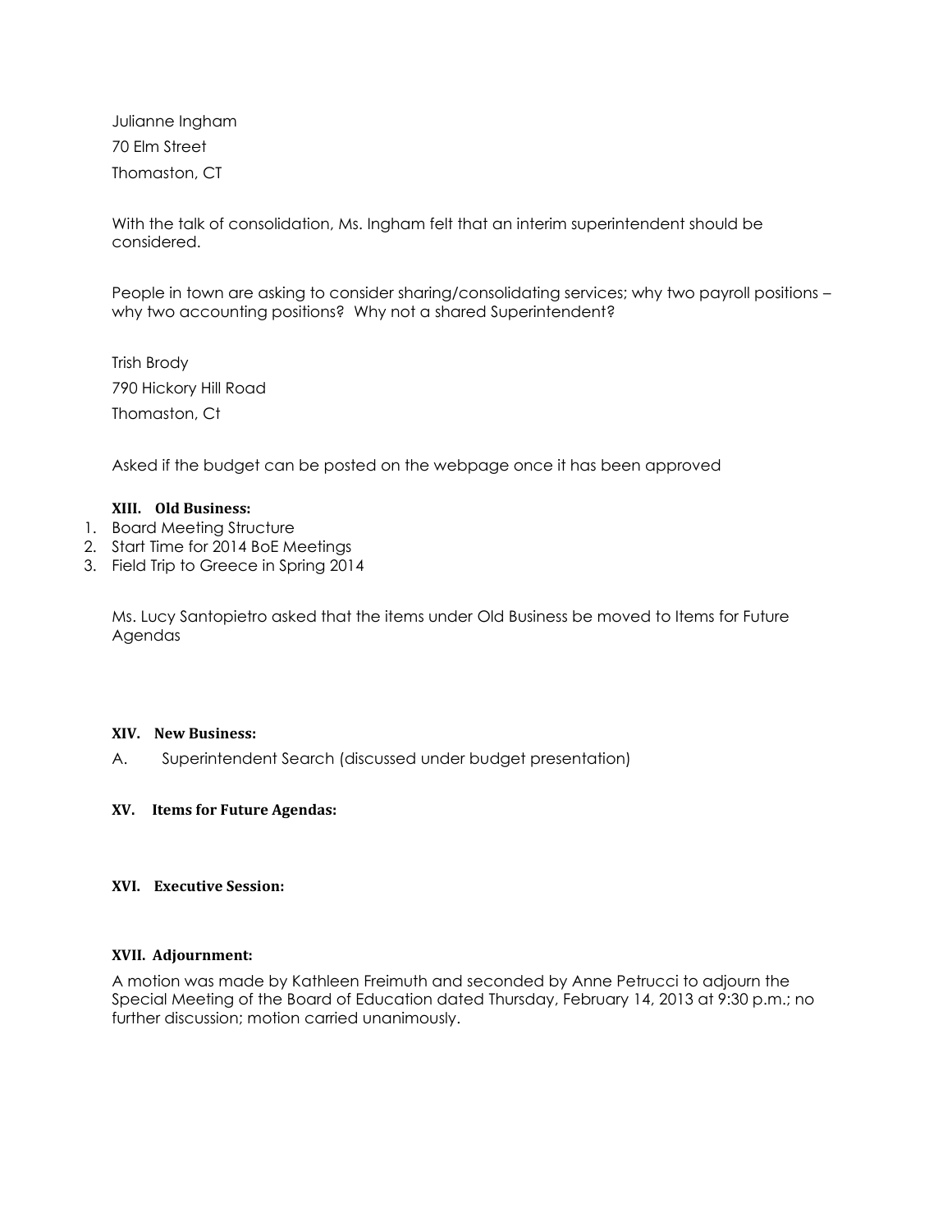Julianne Ingham

70 Elm Street

Thomaston, CT

With the talk of consolidation, Ms. Ingham felt that an interim superintendent should be considered.

People in town are asking to consider sharing/consolidating services; why two payroll positions – why two accounting positions? Why not a shared Superintendent?

Trish Brody

790 Hickory Hill Road

Thomaston, Ct

Asked if the budget can be posted on the webpage once it has been approved

**XIII. Old Business:**

1. Board Meeting Structure
2. Start Time for 2014 BoE Meetings
3. Field Trip to Greece in Spring 2014

Ms. Lucy Santopietro asked that the items under Old Business be moved to Items for Future Agendas

**XIV. New Business:**

A. Superintendent Search (discussed under budget presentation)

**XV. Items for Future Agendas:**

**XVI. Executive Session:**

**XVII. Adjournment:**

A motion was made by Kathleen Freimuth and seconded by Anne Petrucci to adjourn the Special Meeting of the Board of Education dated Thursday, February 14, 2013 at 9:30 p.m.; no further discussion; motion carried unanimously.